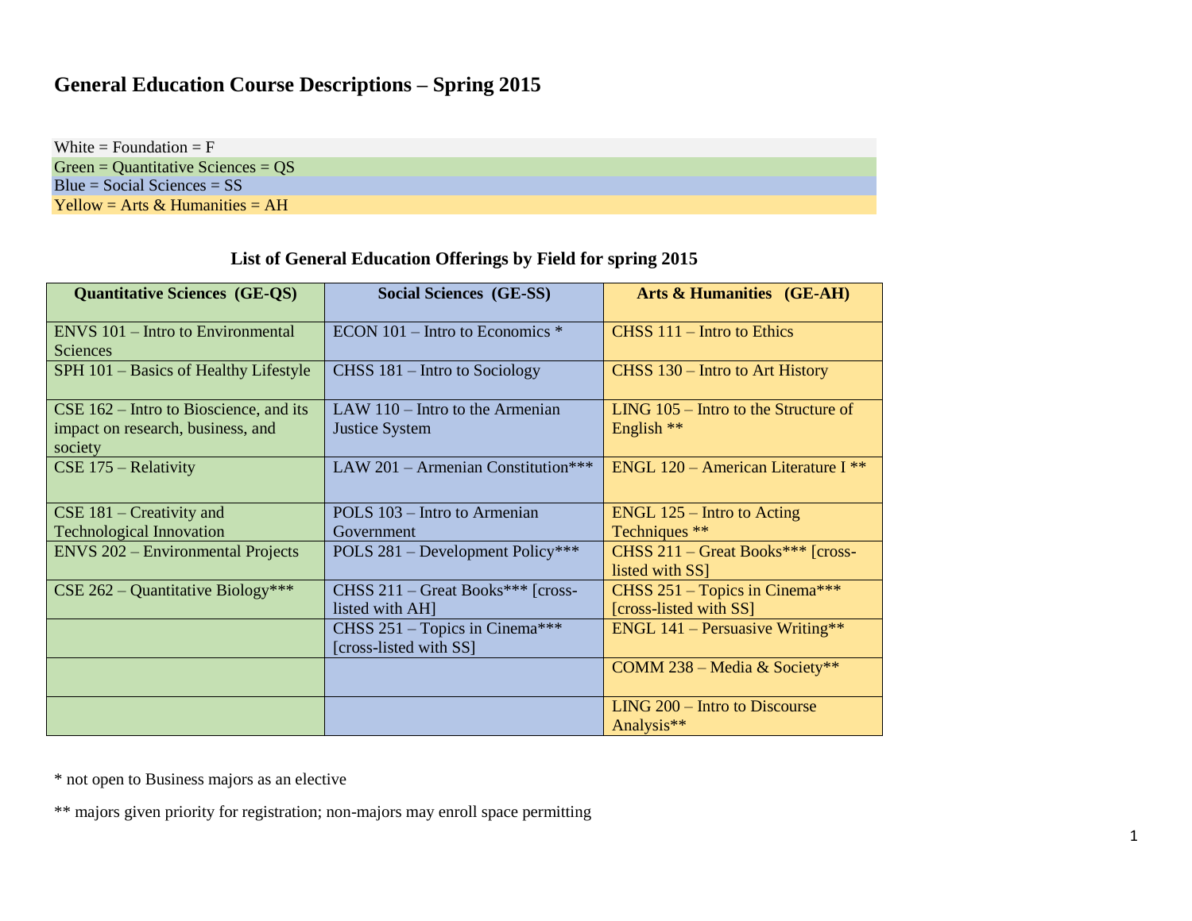# General Education Course Descriptions – Spring 2015

| |
|---|
| White = Foundation = F |
| Green = Quantitative Sciences = QS |
| Blue = Social Sciences = SS |
| Yellow = Arts & Humanities = AH |

## List of General Education Offerings by Field for spring 2015

| Quantitative Sciences (GE-QS) | Social Sciences (GE-SS) | Arts & Humanities (GE-AH) |
|---|---|---|
| ENVS 101 – Intro to Environmental Sciences | ECON 101 – Intro to Economics * | CHSS 111 – Intro to Ethics |
| SPH 101 – Basics of Healthy Lifestyle | CHSS 181 – Intro to Sociology | CHSS 130 – Intro to Art History |
| CSE 162 – Intro to Bioscience, and its impact on research, business, and society | LAW 110 – Intro to the Armenian Justice System | LING 105 – Intro to the Structure of English ** |
| CSE 175 – Relativity | LAW 201 – Armenian Constitution*** | ENGL 120 – American Literature I ** |
| CSE 181 – Creativity and Technological Innovation | POLS 103 – Intro to Armenian Government | ENGL 125 – Intro to Acting Techniques ** |
| ENVS 202 – Environmental Projects | POLS 281 – Development Policy*** | CHSS 211 – Great Books*** [cross-listed with SS] |
| CSE 262 – Quantitative Biology*** | CHSS 211 – Great Books*** [cross-listed with AH] | CHSS 251 – Topics in Cinema*** [cross-listed with SS] |
| | CHSS 251 – Topics in Cinema*** [cross-listed with SS] | ENGL 141 – Persuasive Writing** |
| | | COMM 238 – Media & Society** |
| | | LING 200 – Intro to Discourse Analysis** |

* not open to Business majors as an elective

** majors given priority for registration; non-majors may enroll space permitting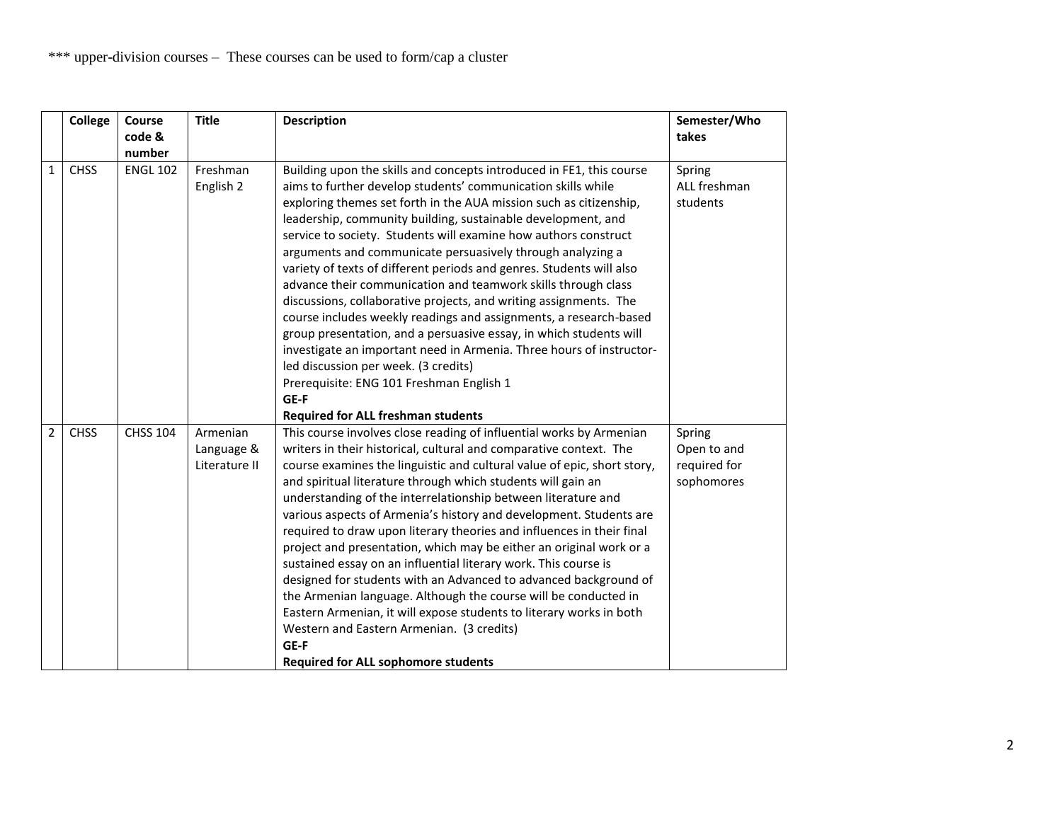*** upper-division courses – These courses can be used to form/cap a cluster

| | College | Course code & number | Title | Description | Semester/Who takes |
|---|---|---|---|---|---|
| 1 | CHSS | ENGL 102 | Freshman English 2 | Building upon the skills and concepts introduced in FE1, this course aims to further develop students' communication skills while exploring themes set forth in the AUA mission such as citizenship, leadership, community building, sustainable development, and service to society. Students will examine how authors construct arguments and communicate persuasively through analyzing a variety of texts of different periods and genres. Students will also advance their communication and teamwork skills through class discussions, collaborative projects, and writing assignments. The course includes weekly readings and assignments, a research-based group presentation, and a persuasive essay, in which students will investigate an important need in Armenia. Three hours of instructor-led discussion per week. (3 credits)<br>Prerequisite: ENG 101 Freshman English 1<br>**GE-F**<br>**Required for ALL freshman students** | Spring<br>ALL freshman students |
| 2 | CHSS | CHSS 104 | Armenian Language & Literature II | This course involves close reading of influential works by Armenian writers in their historical, cultural and comparative context. The course examines the linguistic and cultural value of epic, short story, and spiritual literature through which students will gain an understanding of the interrelationship between literature and various aspects of Armenia's history and development. Students are required to draw upon literary theories and influences in their final project and presentation, which may be either an original work or a sustained essay on an influential literary work. This course is designed for students with an Advanced to advanced background of the Armenian language. Although the course will be conducted in Eastern Armenian, it will expose students to literary works in both Western and Eastern Armenian. (3 credits)<br>**GE-F**<br>**Required for ALL sophomore students** | Spring<br>Open to and required for sophomores |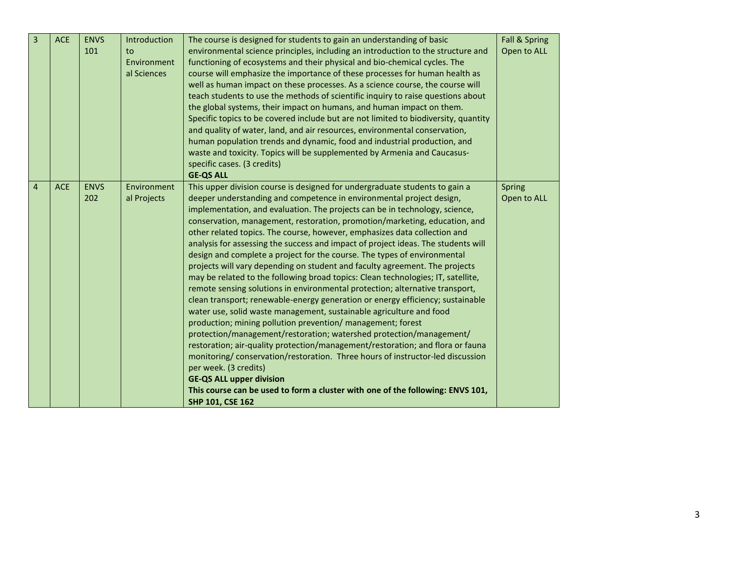| 3 | ACE | ENVS 101 | Introduction to Environmental Sciences | The course is designed for students to gain an understanding of basic environmental science principles, including an introduction to the structure and functioning of ecosystems and their physical and bio-chemical cycles. The course will emphasize the importance of these processes for human health as well as human impact on these processes. As a science course, the course will teach students to use the methods of scientific inquiry to raise questions about the global systems, their impact on humans, and human impact on them. Specific topics to be covered include but are not limited to biodiversity, quantity and quality of water, land, and air resources, environmental conservation, human population trends and dynamic, food and industrial production, and waste and toxicity. Topics will be supplemented by Armenia and Caucasus-specific cases. (3 credits)<br>**GE-QS ALL** | Fall & Spring<br>Open to ALL |
|---|---|---|---|---|---|
| 4 | ACE | ENVS 202 | Environmental Projects | This upper division course is designed for undergraduate students to gain a deeper understanding and competence in environmental project design, implementation, and evaluation. The projects can be in technology, science, conservation, management, restoration, promotion/marketing, education, and other related topics. The course, however, emphasizes data collection and analysis for assessing the success and impact of project ideas. The students will design and complete a project for the course. The types of environmental projects will vary depending on student and faculty agreement. The projects may be related to the following broad topics: Clean technologies; IT, satellite, remote sensing solutions in environmental protection; alternative transport, clean transport; renewable-energy generation or energy efficiency; sustainable water use, solid waste management, sustainable agriculture and food production; mining pollution prevention/ management; forest protection/management/restoration; watershed protection/management/ restoration; air-quality protection/management/restoration; and flora or fauna monitoring/ conservation/restoration. Three hours of instructor-led discussion per week. (3 credits)<br>**GE-QS ALL upper division**<br>**This course can be used to form a cluster with one of the following: ENVS 101, SHP 101, CSE 162** | Spring<br>Open to ALL |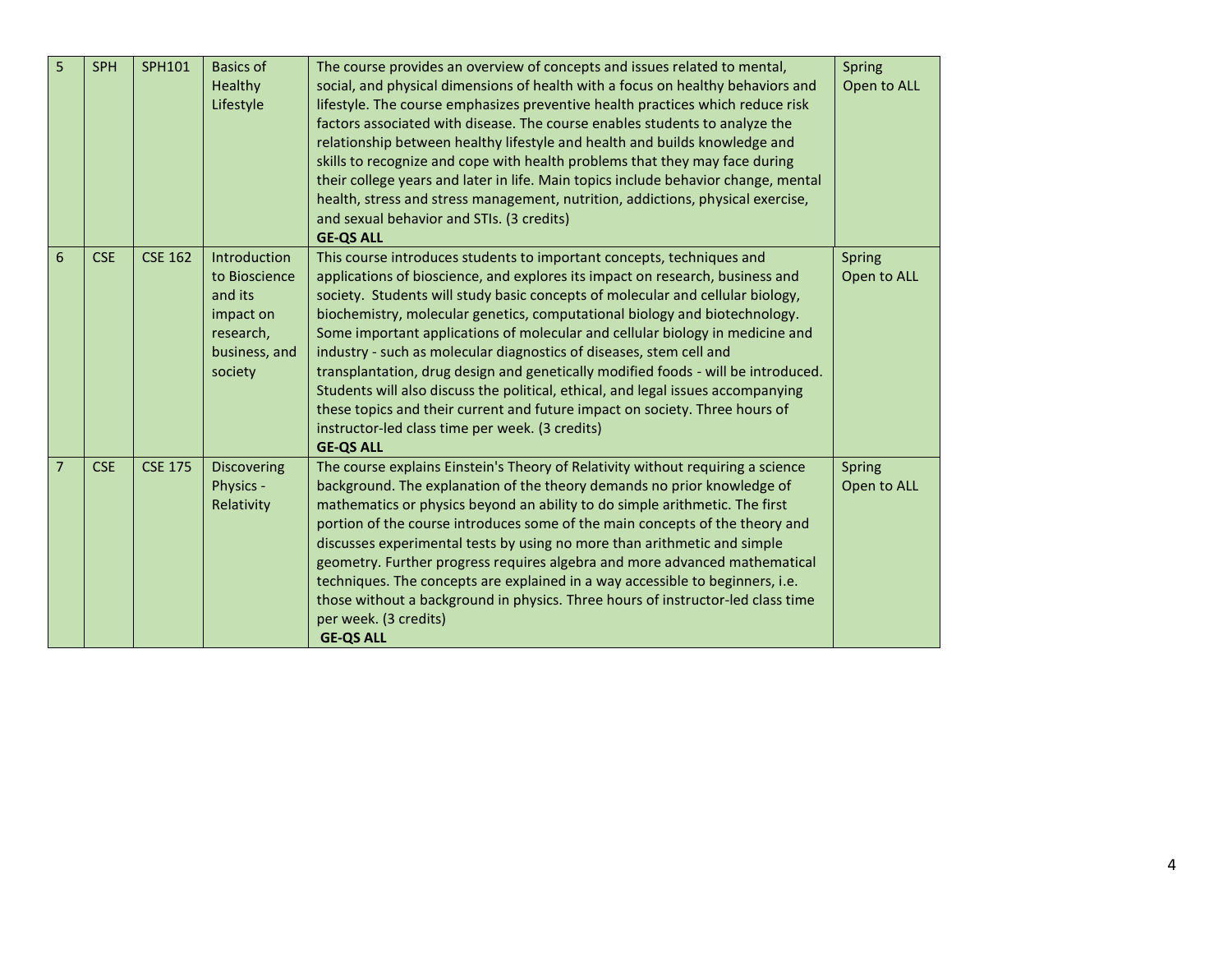| 5 | SPH | SPH101 | Basics of Healthy Lifestyle | The course provides an overview of concepts and issues related to mental, social, and physical dimensions of health with a focus on healthy behaviors and lifestyle. The course emphasizes preventive health practices which reduce risk factors associated with disease. The course enables students to analyze the relationship between healthy lifestyle and health and builds knowledge and skills to recognize and cope with health problems that they may face during their college years and later in life. Main topics include behavior change, mental health, stress and stress management, nutrition, addictions, physical exercise, and sexual behavior and STIs. (3 credits) **GE-QS ALL** | Spring Open to ALL |
|---|---|---|---|---|---|
| 6 | CSE | CSE 162 | Introduction to Bioscience and its impact on research, business, and society | This course introduces students to important concepts, techniques and applications of bioscience, and explores its impact on research, business and society. Students will study basic concepts of molecular and cellular biology, biochemistry, molecular genetics, computational biology and biotechnology. Some important applications of molecular and cellular biology in medicine and industry - such as molecular diagnostics of diseases, stem cell and transplantation, drug design and genetically modified foods - will be introduced. Students will also discuss the political, ethical, and legal issues accompanying these topics and their current and future impact on society. Three hours of instructor-led class time per week. (3 credits) **GE-QS ALL** | Spring Open to ALL |
| 7 | CSE | CSE 175 | Discovering Physics - Relativity | The course explains Einstein's Theory of Relativity without requiring a science background. The explanation of the theory demands no prior knowledge of mathematics or physics beyond an ability to do simple arithmetic. The first portion of the course introduces some of the main concepts of the theory and discusses experimental tests by using no more than arithmetic and simple geometry. Further progress requires algebra and more advanced mathematical techniques. The concepts are explained in a way accessible to beginners, i.e. those without a background in physics. Three hours of instructor-led class time per week. (3 credits) **GE-QS ALL** | Spring Open to ALL |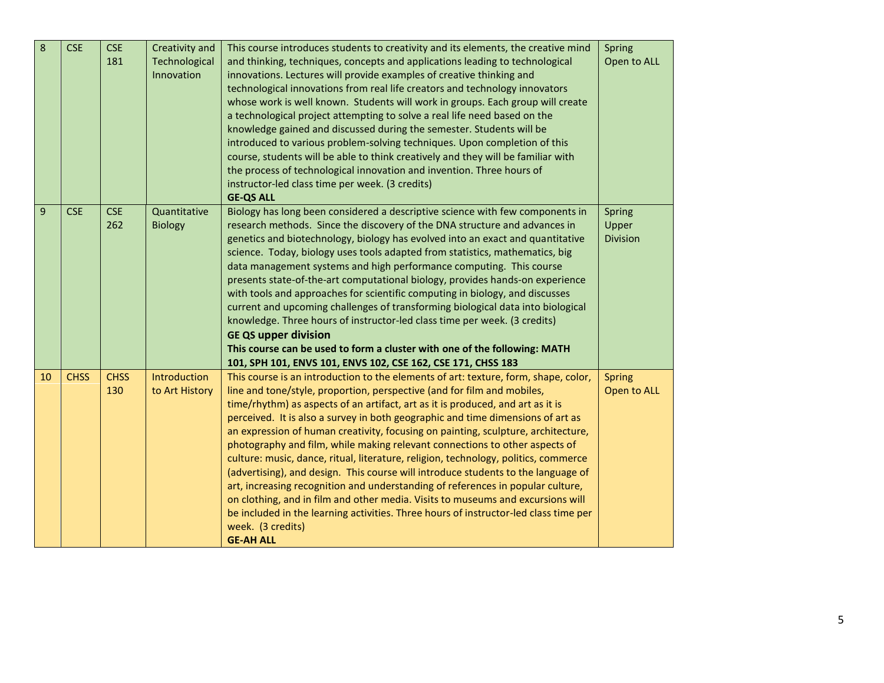| 8 | CSE | CSE 181 | Creativity and Technological Innovation | This course introduces students to creativity and its elements, the creative mind and thinking, techniques, concepts and applications leading to technological innovations. Lectures will provide examples of creative thinking and technological innovations from real life creators and technology innovators whose work is well known. Students will work in groups. Each group will create a technological project attempting to solve a real life need based on the knowledge gained and discussed during the semester. Students will be introduced to various problem-solving techniques. Upon completion of this course, students will be able to think creatively and they will be familiar with the process of technological innovation and invention. Three hours of instructor-led class time per week. (3 credits)<br>**GE-QS ALL** | Spring<br>Open to ALL |
|---|---|---|---|---|---|
| 9 | CSE | CSE 262 | Quantitative Biology | Biology has long been considered a descriptive science with few components in research methods. Since the discovery of the DNA structure and advances in genetics and biotechnology, biology has evolved into an exact and quantitative science. Today, biology uses tools adapted from statistics, mathematics, big data management systems and high performance computing. This course presents state-of-the-art computational biology, provides hands-on experience with tools and approaches for scientific computing in biology, and discusses current and upcoming challenges of transforming biological data into biological knowledge. Three hours of instructor-led class time per week. (3 credits)<br>**GE QS upper division**<br>**This course can be used to form a cluster with one of the following: MATH 101, SPH 101, ENVS 101, ENVS 102, CSE 162, CSE 171, CHSS 183** | Spring<br>Upper Division |
| 10 | CHSS | CHSS 130 | Introduction to Art History | This course is an introduction to the elements of art: texture, form, shape, color, line and tone/style, proportion, perspective (and for film and mobiles, time/rhythm) as aspects of an artifact, art as it is produced, and art as it is perceived. It is also a survey in both geographic and time dimensions of art as an expression of human creativity, focusing on painting, sculpture, architecture, photography and film, while making relevant connections to other aspects of culture: music, dance, ritual, literature, religion, technology, politics, commerce (advertising), and design. This course will introduce students to the language of art, increasing recognition and understanding of references in popular culture, on clothing, and in film and other media. Visits to museums and excursions will be included in the learning activities. Three hours of instructor-led class time per week. (3 credits)<br>**GE-AH ALL** | Spring<br>Open to ALL |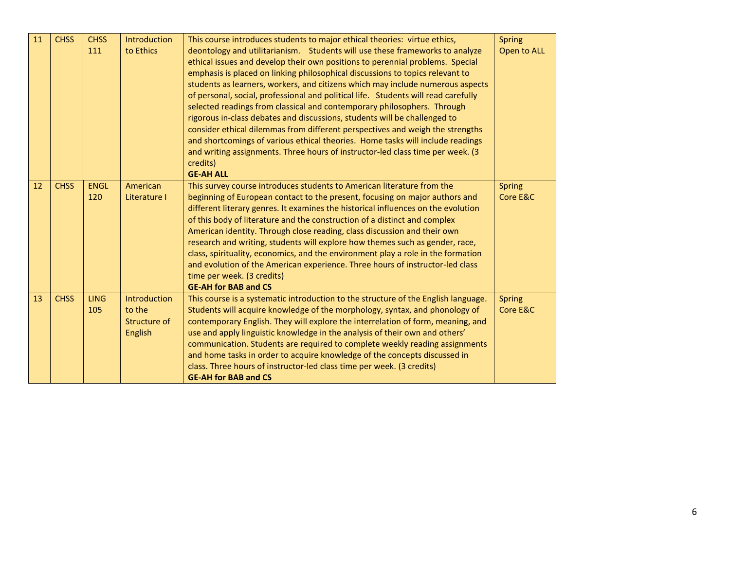| 11 | CHSS | CHSS 111 | Introduction to Ethics | This course introduces students to major ethical theories: virtue ethics, deontology and utilitarianism. Students will use these frameworks to analyze ethical issues and develop their own positions to perennial problems. Special emphasis is placed on linking philosophical discussions to topics relevant to students as learners, workers, and citizens which may include numerous aspects of personal, social, professional and political life. Students will read carefully selected readings from classical and contemporary philosophers. Through rigorous in-class debates and discussions, students will be challenged to consider ethical dilemmas from different perspectives and weigh the strengths and shortcomings of various ethical theories. Home tasks will include readings and writing assignments. Three hours of instructor-led class time per week. (3 credits) **GE-AH ALL** | Spring Open to ALL |
|---|---|---|---|---|---|
| 12 | CHSS | ENGL 120 | American Literature I | This survey course introduces students to American literature from the beginning of European contact to the present, focusing on major authors and different literary genres. It examines the historical influences on the evolution of this body of literature and the construction of a distinct and complex American identity. Through close reading, class discussion and their own research and writing, students will explore how themes such as gender, race, class, spirituality, economics, and the environment play a role in the formation and evolution of the American experience. Three hours of instructor-led class time per week. (3 credits) **GE-AH for BAB and CS** | Spring Core E&C |
| 13 | CHSS | LING 105 | Introduction to the Structure of English | This course is a systematic introduction to the structure of the English language. Students will acquire knowledge of the morphology, syntax, and phonology of contemporary English. They will explore the interrelation of form, meaning, and use and apply linguistic knowledge in the analysis of their own and others' communication. Students are required to complete weekly reading assignments and home tasks in order to acquire knowledge of the concepts discussed in class. Three hours of instructor-led class time per week. (3 credits) **GE-AH for BAB and CS** | Spring Core E&C |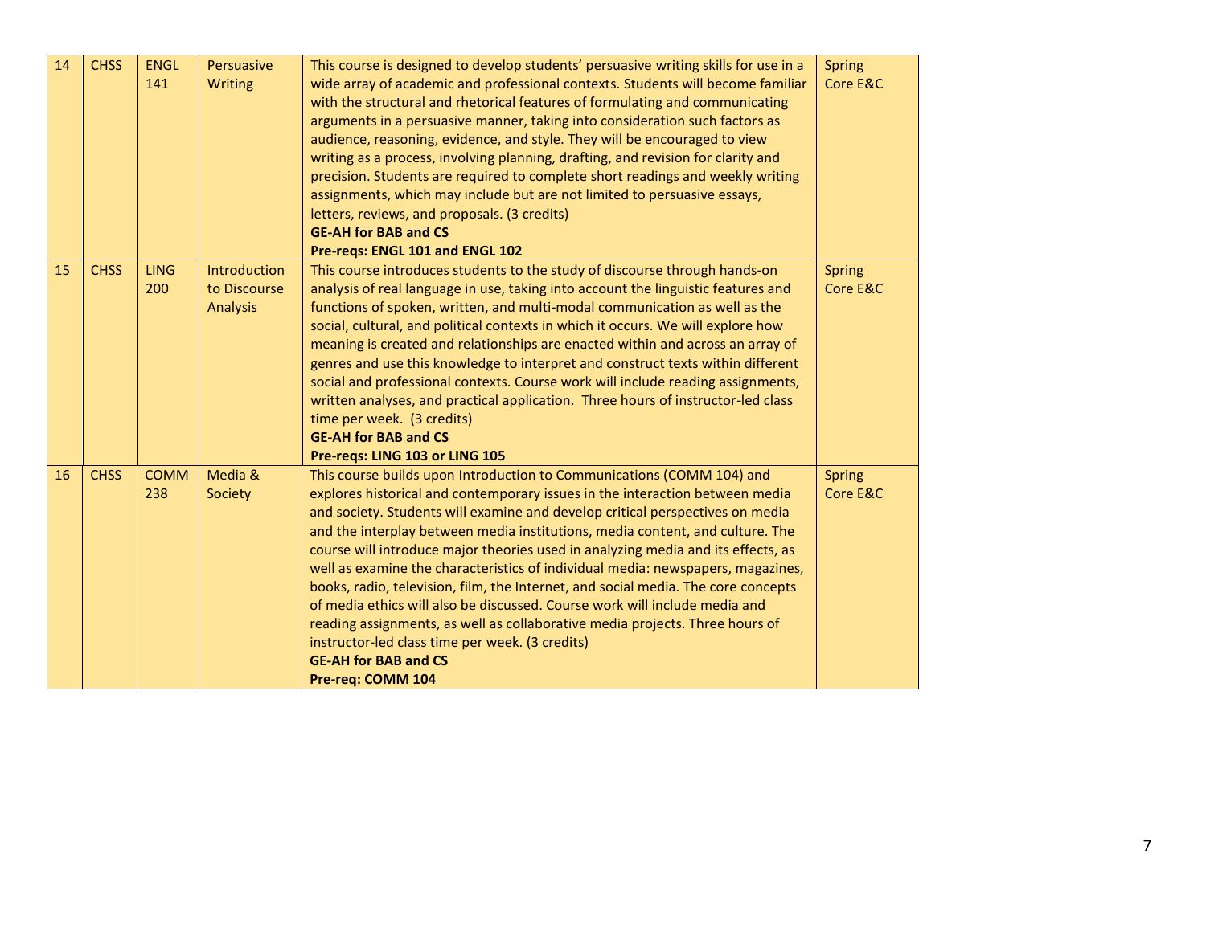| 14 | CHSS | ENGL 141 | Persuasive Writing | This course is designed to develop students' persuasive writing skills for use in a wide array of academic and professional contexts. Students will become familiar with the structural and rhetorical features of formulating and communicating arguments in a persuasive manner, taking into consideration such factors as audience, reasoning, evidence, and style. They will be encouraged to view writing as a process, involving planning, drafting, and revision for clarity and precision. Students are required to complete short readings and weekly writing assignments, which may include but are not limited to persuasive essays, letters, reviews, and proposals. (3 credits)<br>**GE-AH for BAB and CS**<br>**Pre-reqs: ENGL 101 and ENGL 102** | Spring Core E&C |
|---|---|---|---|---|---|
| 15 | CHSS | LING 200 | Introduction to Discourse Analysis | This course introduces students to the study of discourse through hands-on analysis of real language in use, taking into account the linguistic features and functions of spoken, written, and multi-modal communication as well as the social, cultural, and political contexts in which it occurs. We will explore how meaning is created and relationships are enacted within and across an array of genres and use this knowledge to interpret and construct texts within different social and professional contexts. Course work will include reading assignments, written analyses, and practical application. Three hours of instructor-led class time per week. (3 credits)<br>**GE-AH for BAB and CS**<br>**Pre-reqs: LING 103 or LING 105** | Spring Core E&C |
| 16 | CHSS | COMM 238 | Media & Society | This course builds upon Introduction to Communications (COMM 104) and explores historical and contemporary issues in the interaction between media and society. Students will examine and develop critical perspectives on media and the interplay between media institutions, media content, and culture. The course will introduce major theories used in analyzing media and its effects, as well as examine the characteristics of individual media: newspapers, magazines, books, radio, television, film, the Internet, and social media. The core concepts of media ethics will also be discussed. Course work will include media and reading assignments, as well as collaborative media projects. Three hours of instructor-led class time per week. (3 credits)<br>**GE-AH for BAB and CS**<br>**Pre-req: COMM 104** | Spring Core E&C |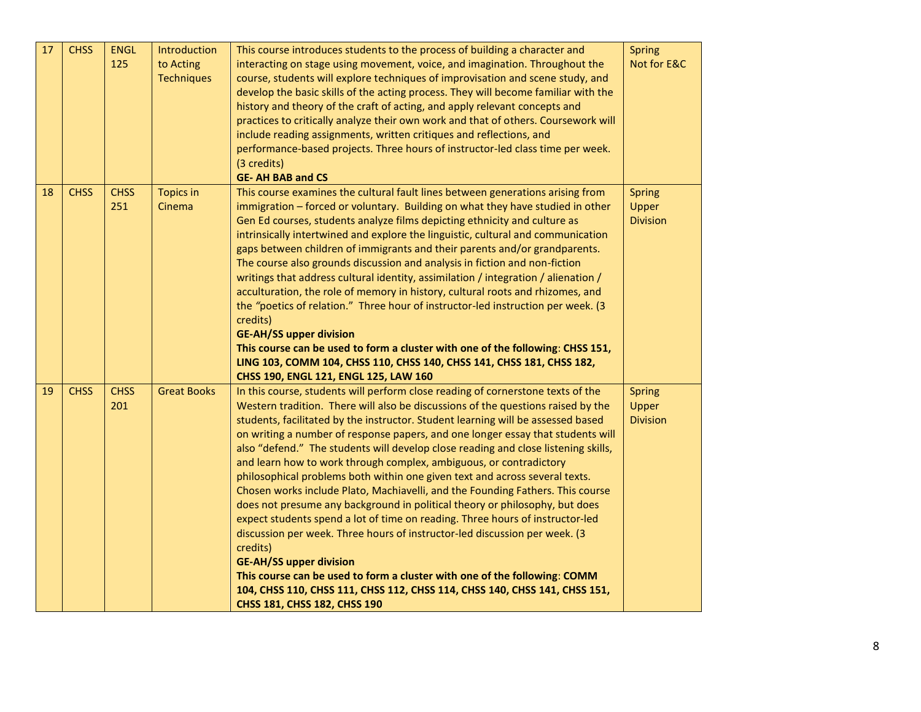| 17 | CHSS | ENGL 125 | Introduction to Acting Techniques | This course introduces students to the process of building a character and interacting on stage using movement, voice, and imagination. Throughout the course, students will explore techniques of improvisation and scene study, and develop the basic skills of the acting process. They will become familiar with the history and theory of the craft of acting, and apply relevant concepts and practices to critically analyze their own work and that of others. Coursework will include reading assignments, written critiques and reflections, and performance-based projects. Three hours of instructor-led class time per week. (3 credits)<br>**GE- AH BAB and CS** | Spring<br>Not for E&C |
|---|---|---|---|---|---|
| 18 | CHSS | CHSS 251 | Topics in Cinema | This course examines the cultural fault lines between generations arising from immigration – forced or voluntary. Building on what they have studied in other Gen Ed courses, students analyze films depicting ethnicity and culture as intrinsically intertwined and explore the linguistic, cultural and communication gaps between children of immigrants and their parents and/or grandparents. The course also grounds discussion and analysis in fiction and non-fiction writings that address cultural identity, assimilation / integration / alienation / acculturation, the role of memory in history, cultural roots and rhizomes, and the "poetics of relation." Three hour of instructor-led instruction per week. (3 credits)<br>**GE-AH/SS upper division**<br>**This course can be used to form a cluster with one of the following: CHSS 151, LING 103, COMM 104, CHSS 110, CHSS 140, CHSS 141, CHSS 181, CHSS 182, CHSS 190, ENGL 121, ENGL 125, LAW 160** | Spring<br>Upper Division |
| 19 | CHSS | CHSS 201 | Great Books | In this course, students will perform close reading of cornerstone texts of the Western tradition. There will also be discussions of the questions raised by the students, facilitated by the instructor. Student learning will be assessed based on writing a number of response papers, and one longer essay that students will also "defend." The students will develop close reading and close listening skills, and learn how to work through complex, ambiguous, or contradictory philosophical problems both within one given text and across several texts. Chosen works include Plato, Machiavelli, and the Founding Fathers. This course does not presume any background in political theory or philosophy, but does expect students spend a lot of time on reading. Three hours of instructor-led discussion per week. Three hours of instructor-led discussion per week. (3 credits)<br>**GE-AH/SS upper division**<br>**This course can be used to form a cluster with one of the following: COMM 104, CHSS 110, CHSS 111, CHSS 112, CHSS 114, CHSS 140, CHSS 141, CHSS 151, CHSS 181, CHSS 182, CHSS 190** | Spring<br>Upper Division |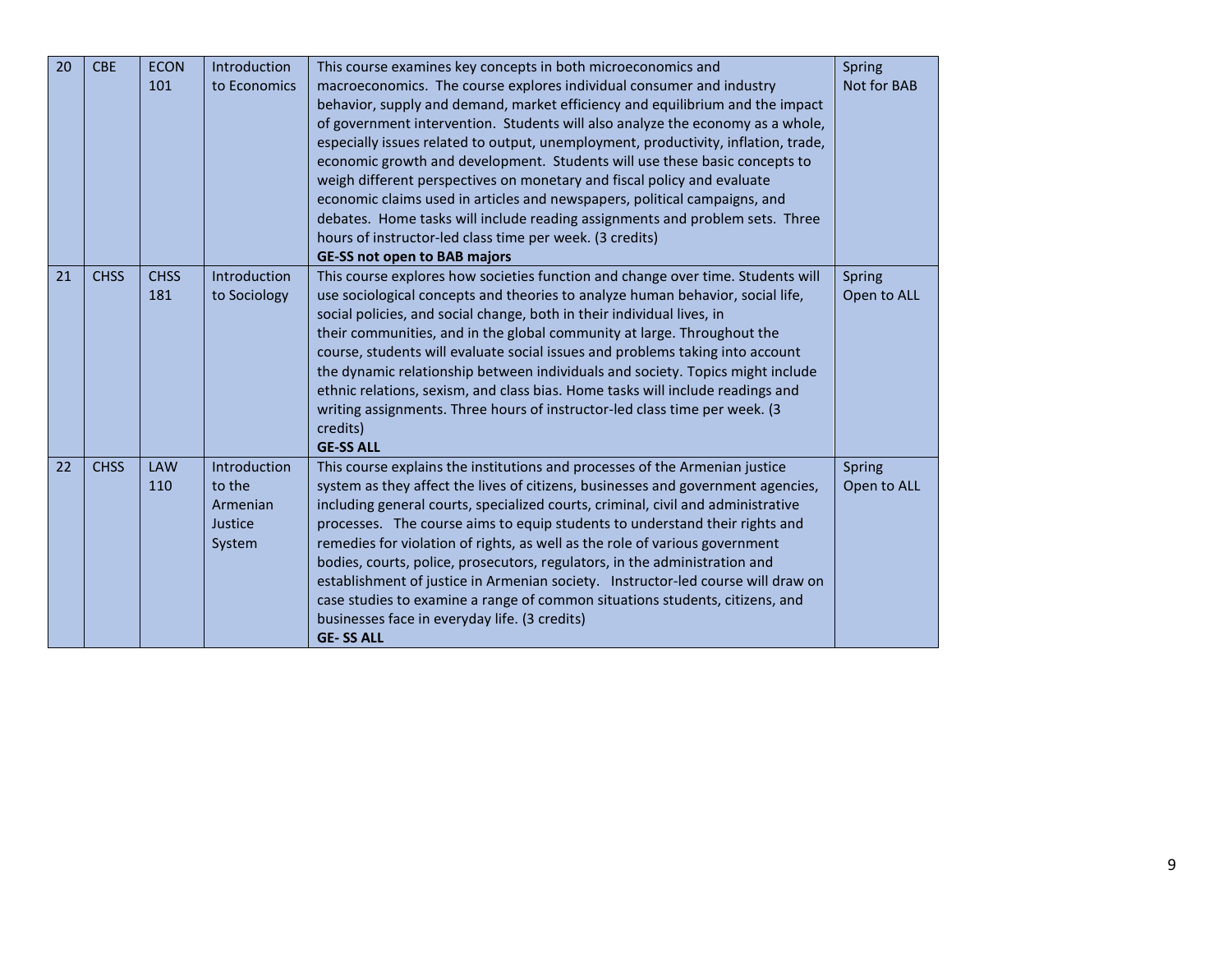| 20 | CBE | ECON 101 | Introduction to Economics | This course examines key concepts in both microeconomics and macroeconomics. The course explores individual consumer and industry behavior, supply and demand, market efficiency and equilibrium and the impact of government intervention. Students will also analyze the economy as a whole, especially issues related to output, unemployment, productivity, inflation, trade, economic growth and development. Students will use these basic concepts to weigh different perspectives on monetary and fiscal policy and evaluate economic claims used in articles and newspapers, political campaigns, and debates. Home tasks will include reading assignments and problem sets. Three hours of instructor-led class time per week. (3 credits) **GE-SS not open to BAB majors** | Spring Not for BAB |
|---|---|---|---|---|---|
| 21 | CHSS | CHSS 181 | Introduction to Sociology | This course explores how societies function and change over time. Students will use sociological concepts and theories to analyze human behavior, social life, social policies, and social change, both in their individual lives, in their communities, and in the global community at large. Throughout the course, students will evaluate social issues and problems taking into account the dynamic relationship between individuals and society. Topics might include ethnic relations, sexism, and class bias. Home tasks will include readings and writing assignments. Three hours of instructor-led class time per week. (3 credits) **GE-SS ALL** | Spring Open to ALL |
| 22 | CHSS | LAW 110 | Introduction to the Armenian Justice System | This course explains the institutions and processes of the Armenian justice system as they affect the lives of citizens, businesses and government agencies, including general courts, specialized courts, criminal, civil and administrative processes. The course aims to equip students to understand their rights and remedies for violation of rights, as well as the role of various government bodies, courts, police, prosecutors, regulators, in the administration and establishment of justice in Armenian society. Instructor-led course will draw on case studies to examine a range of common situations students, citizens, and businesses face in everyday life. (3 credits) **GE- SS ALL** | Spring Open to ALL |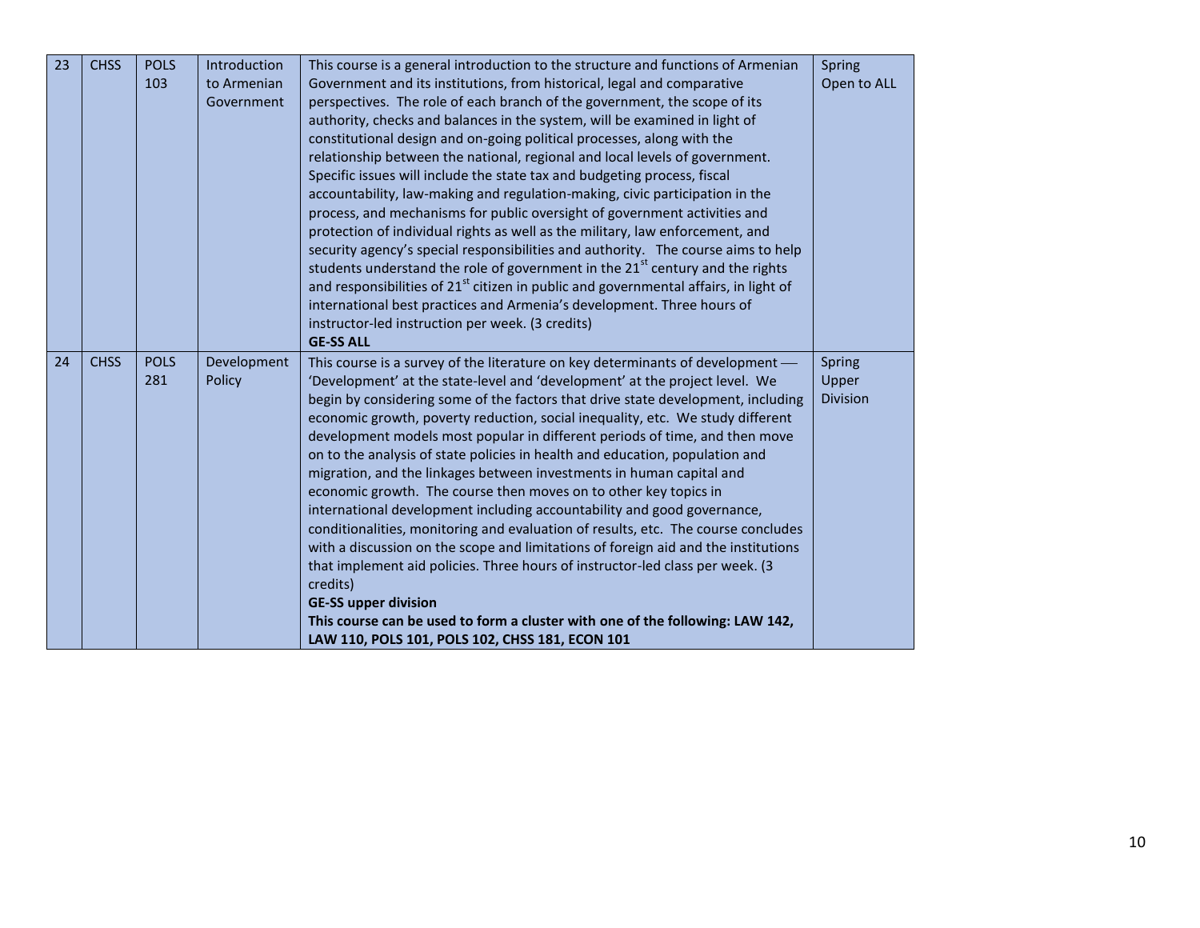| | | | | | |
|---|---|---|---|---|---|
| 23 | CHSS | POLS 103 | Introduction to Armenian Government | This course is a general introduction to the structure and functions of Armenian Government and its institutions, from historical, legal and comparative perspectives. The role of each branch of the government, the scope of its authority, checks and balances in the system, will be examined in light of constitutional design and on-going political processes, along with the relationship between the national, regional and local levels of government. Specific issues will include the state tax and budgeting process, fiscal accountability, law-making and regulation-making, civic participation in the process, and mechanisms for public oversight of government activities and protection of individual rights as well as the military, law enforcement, and security agency's special responsibilities and authority. The course aims to help students understand the role of government in the 21st century and the rights and responsibilities of 21st citizen in public and governmental affairs, in light of international best practices and Armenia's development. Three hours of instructor-led instruction per week. (3 credits)<br>**GE-SS ALL** | Spring<br>Open to ALL |
| 24 | CHSS | POLS 281 | Development Policy | This course is a survey of the literature on key determinants of development — 'Development' at the state-level and 'development' at the project level. We begin by considering some of the factors that drive state development, including economic growth, poverty reduction, social inequality, etc. We study different development models most popular in different periods of time, and then move on to the analysis of state policies in health and education, population and migration, and the linkages between investments in human capital and economic growth. The course then moves on to other key topics in international development including accountability and good governance, conditionalities, monitoring and evaluation of results, etc. The course concludes with a discussion on the scope and limitations of foreign aid and the institutions that implement aid policies. Three hours of instructor-led class per week. (3 credits)<br>**GE-SS upper division**<br>**This course can be used to form a cluster with one of the following: LAW 142, LAW 110, POLS 101, POLS 102, CHSS 181, ECON 101** | Spring<br>Upper Division |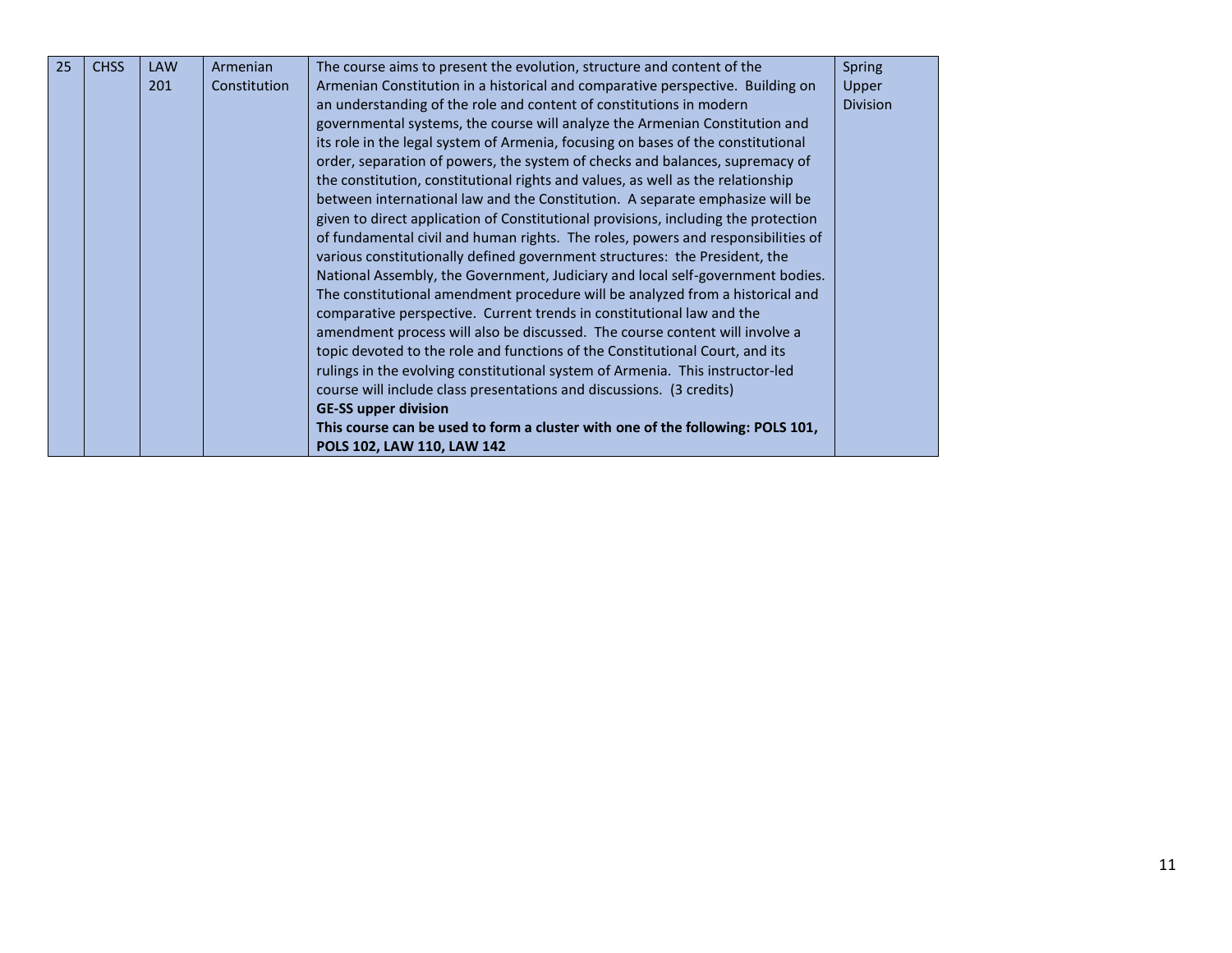| | | | | | |
|---|---|---|---|---|---|
| 25 | CHSS | LAW 201 | Armenian Constitution | The course aims to present the evolution, structure and content of the Armenian Constitution in a historical and comparative perspective. Building on an understanding of the role and content of constitutions in modern governmental systems, the course will analyze the Armenian Constitution and its role in the legal system of Armenia, focusing on bases of the constitutional order, separation of powers, the system of checks and balances, supremacy of the constitution, constitutional rights and values, as well as the relationship between international law and the Constitution. A separate emphasize will be given to direct application of Constitutional provisions, including the protection of fundamental civil and human rights. The roles, powers and responsibilities of various constitutionally defined government structures: the President, the National Assembly, the Government, Judiciary and local self-government bodies. The constitutional amendment procedure will be analyzed from a historical and comparative perspective. Current trends in constitutional law and the amendment process will also be discussed. The course content will involve a topic devoted to the role and functions of the Constitutional Court, and its rulings in the evolving constitutional system of Armenia. This instructor-led course will include class presentations and discussions. (3 credits) **GE-SS upper division** **This course can be used to form a cluster with one of the following: POLS 101, POLS 102, LAW 110, LAW 142** | Spring Upper Division |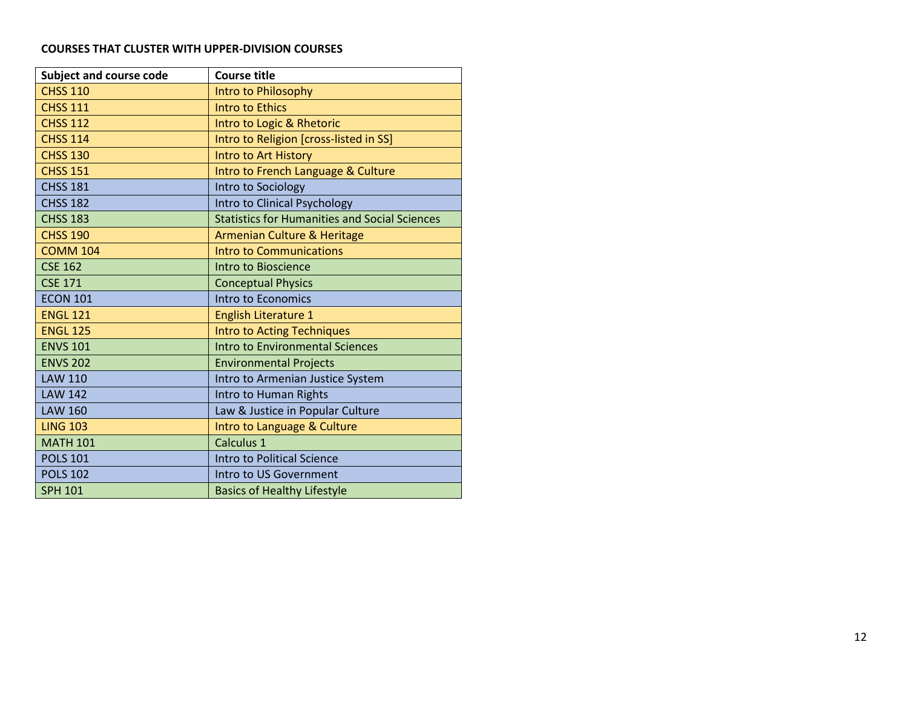**COURSES THAT CLUSTER WITH UPPER-DIVISION COURSES**

| Subject and course code | Course title |
| --- | --- |
| CHSS 110 | Intro to Philosophy |
| CHSS 111 | Intro to Ethics |
| CHSS 112 | Intro to Logic & Rhetoric |
| CHSS 114 | Intro to Religion [cross-listed in SS] |
| CHSS 130 | Intro to Art History |
| CHSS 151 | Intro to French Language & Culture |
| CHSS 181 | Intro to Sociology |
| CHSS 182 | Intro to Clinical Psychology |
| CHSS 183 | Statistics for Humanities and Social Sciences |
| CHSS 190 | Armenian Culture & Heritage |
| COMM 104 | Intro to Communications |
| CSE 162 | Intro to Bioscience |
| CSE 171 | Conceptual Physics |
| ECON 101 | Intro to Economics |
| ENGL 121 | English Literature 1 |
| ENGL 125 | Intro to Acting Techniques |
| ENVS 101 | Intro to Environmental Sciences |
| ENVS 202 | Environmental Projects |
| LAW 110 | Intro to Armenian Justice System |
| LAW 142 | Intro to Human Rights |
| LAW 160 | Law & Justice in Popular Culture |
| LING 103 | Intro to Language & Culture |
| MATH 101 | Calculus 1 |
| POLS 101 | Intro to Political Science |
| POLS 102 | Intro to US Government |
| SPH 101 | Basics of Healthy Lifestyle |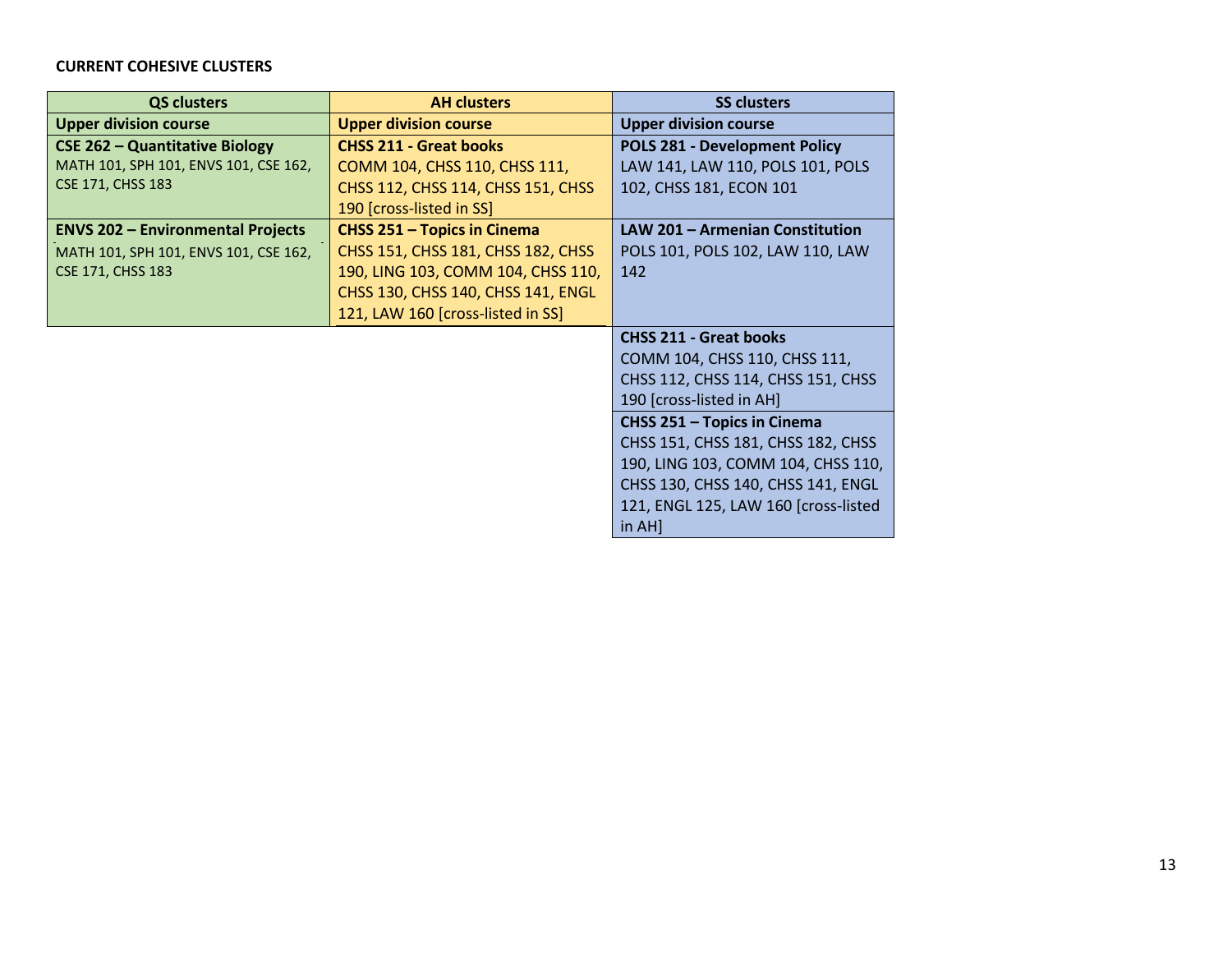**CURRENT COHESIVE CLUSTERS**

| QS clusters | AH clusters | SS clusters |
|---|---|---|
| **Upper division course** | **Upper division course** | **Upper division course** |
| **CSE 262 – Quantitative Biology** MATH 101, SPH 101, ENVS 101, CSE 162, CSE 171, CHSS 183 | **CHSS 211 - Great books** COMM 104, CHSS 110, CHSS 111, CHSS 112, CHSS 114, CHSS 151, CHSS 190 [cross-listed in SS] | **POLS 281 - Development Policy** LAW 141, LAW 110, POLS 101, POLS 102, CHSS 181, ECON 101 |
| **ENVS 202 – Environmental Projects** MATH 101, SPH 101, ENVS 101, CSE 162, CSE 171, CHSS 183 | **CHSS 251 – Topics in Cinema** CHSS 151, CHSS 181, CHSS 182, CHSS 190, LING 103, COMM 104, CHSS 110, CHSS 130, CHSS 140, CHSS 141, ENGL 121, LAW 160 [cross-listed in SS] | **LAW 201 – Armenian Constitution** POLS 101, POLS 102, LAW 110, LAW 142 |
| | | **CHSS 211 - Great books** COMM 104, CHSS 110, CHSS 111, CHSS 112, CHSS 114, CHSS 151, CHSS 190 [cross-listed in AH] |
| | | **CHSS 251 – Topics in Cinema** CHSS 151, CHSS 181, CHSS 182, CHSS 190, LING 103, COMM 104, CHSS 110, CHSS 130, CHSS 140, CHSS 141, ENGL 121, ENGL 125, LAW 160 [cross-listed in AH] |